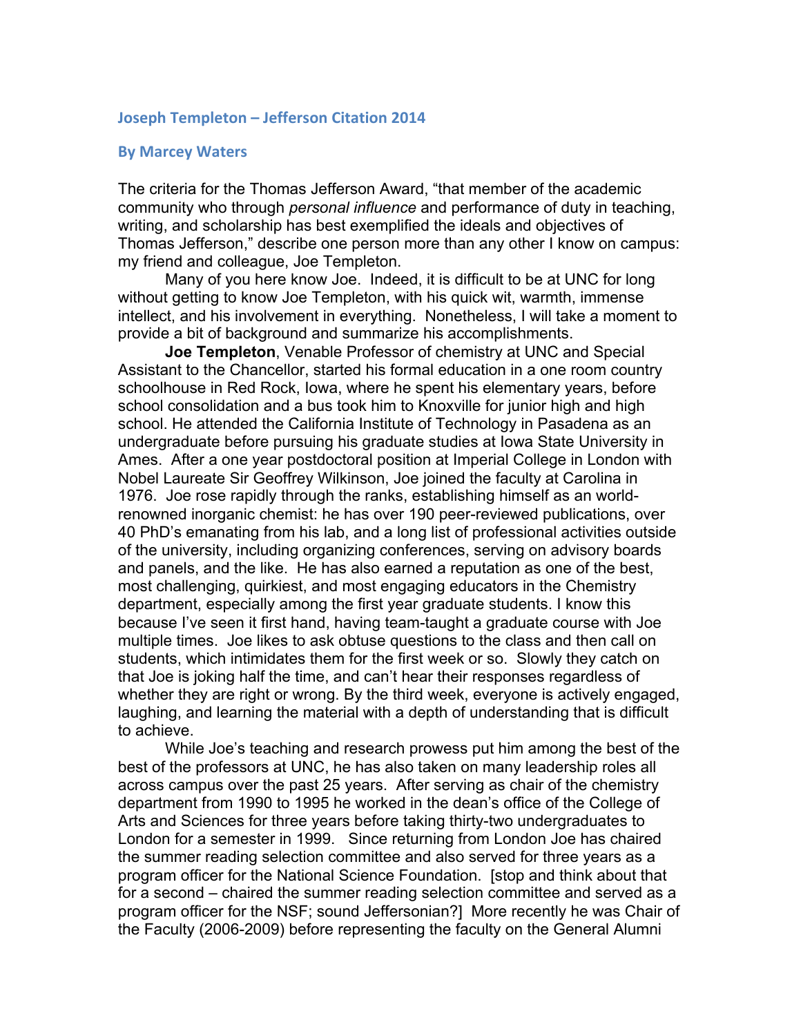## Joseph Templeton – Jefferson Citation 2014

### By Marcey Waters

The criteria for the Thomas Jefferson Award, "that member of the academic community who through *personal influence* and performance of duty in teaching, writing, and scholarship has best exemplified the ideals and objectives of Thomas Jefferson," describe one person more than any other I know on campus: my friend and colleague, Joe Templeton.

Many of you here know Joe. Indeed, it is difficult to be at UNC for long without getting to know Joe Templeton, with his quick wit, warmth, immense intellect, and his involvement in everything. Nonetheless, I will take a moment to provide a bit of background and summarize his accomplishments.

**Joe Templeton**, Venable Professor of chemistry at UNC and Special Assistant to the Chancellor, started his formal education in a one room country schoolhouse in Red Rock, Iowa, where he spent his elementary years, before school consolidation and a bus took him to Knoxville for junior high and high school. He attended the California Institute of Technology in Pasadena as an undergraduate before pursuing his graduate studies at Iowa State University in Ames. After a one year postdoctoral position at Imperial College in London with Nobel Laureate Sir Geoffrey Wilkinson, Joe joined the faculty at Carolina in 1976. Joe rose rapidly through the ranks, establishing himself as an world-renowned inorganic chemist: he has over 190 peer-reviewed publications, over 40 PhD's emanating from his lab, and a long list of professional activities outside of the university, including organizing conferences, serving on advisory boards and panels, and the like. He has also earned a reputation as one of the best, most challenging, quirkiest, and most engaging educators in the Chemistry department, especially among the first year graduate students. I know this because I've seen it first hand, having team-taught a graduate course with Joe multiple times. Joe likes to ask obtuse questions to the class and then call on students, which intimidates them for the first week or so. Slowly they catch on that Joe is joking half the time, and can't hear their responses regardless of whether they are right or wrong. By the third week, everyone is actively engaged, laughing, and learning the material with a depth of understanding that is difficult to achieve.

While Joe's teaching and research prowess put him among the best of the best of the professors at UNC, he has also taken on many leadership roles all across campus over the past 25 years. After serving as chair of the chemistry department from 1990 to 1995 he worked in the dean's office of the College of Arts and Sciences for three years before taking thirty-two undergraduates to London for a semester in 1999. Since returning from London Joe has chaired the summer reading selection committee and also served for three years as a program officer for the National Science Foundation. [stop and think about that for a second – chaired the summer reading selection committee and served as a program officer for the NSF; sound Jeffersonian?] More recently he was Chair of the Faculty (2006-2009) before representing the faculty on the General Alumni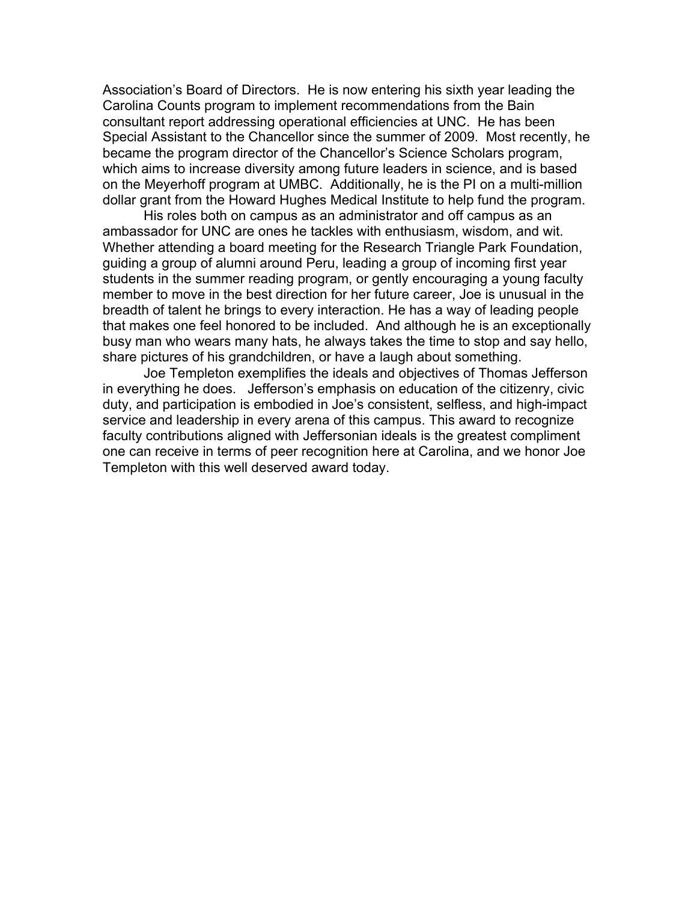Association's Board of Directors. He is now entering his sixth year leading the Carolina Counts program to implement recommendations from the Bain consultant report addressing operational efficiencies at UNC. He has been Special Assistant to the Chancellor since the summer of 2009. Most recently, he became the program director of the Chancellor's Science Scholars program, which aims to increase diversity among future leaders in science, and is based on the Meyerhoff program at UMBC. Additionally, he is the PI on a multi-million dollar grant from the Howard Hughes Medical Institute to help fund the program.

His roles both on campus as an administrator and off campus as an ambassador for UNC are ones he tackles with enthusiasm, wisdom, and wit. Whether attending a board meeting for the Research Triangle Park Foundation, guiding a group of alumni around Peru, leading a group of incoming first year students in the summer reading program, or gently encouraging a young faculty member to move in the best direction for her future career, Joe is unusual in the breadth of talent he brings to every interaction. He has a way of leading people that makes one feel honored to be included. And although he is an exceptionally busy man who wears many hats, he always takes the time to stop and say hello, share pictures of his grandchildren, or have a laugh about something.

Joe Templeton exemplifies the ideals and objectives of Thomas Jefferson in everything he does. Jefferson's emphasis on education of the citizenry, civic duty, and participation is embodied in Joe's consistent, selfless, and high-impact service and leadership in every arena of this campus. This award to recognize faculty contributions aligned with Jeffersonian ideals is the greatest compliment one can receive in terms of peer recognition here at Carolina, and we honor Joe Templeton with this well deserved award today.